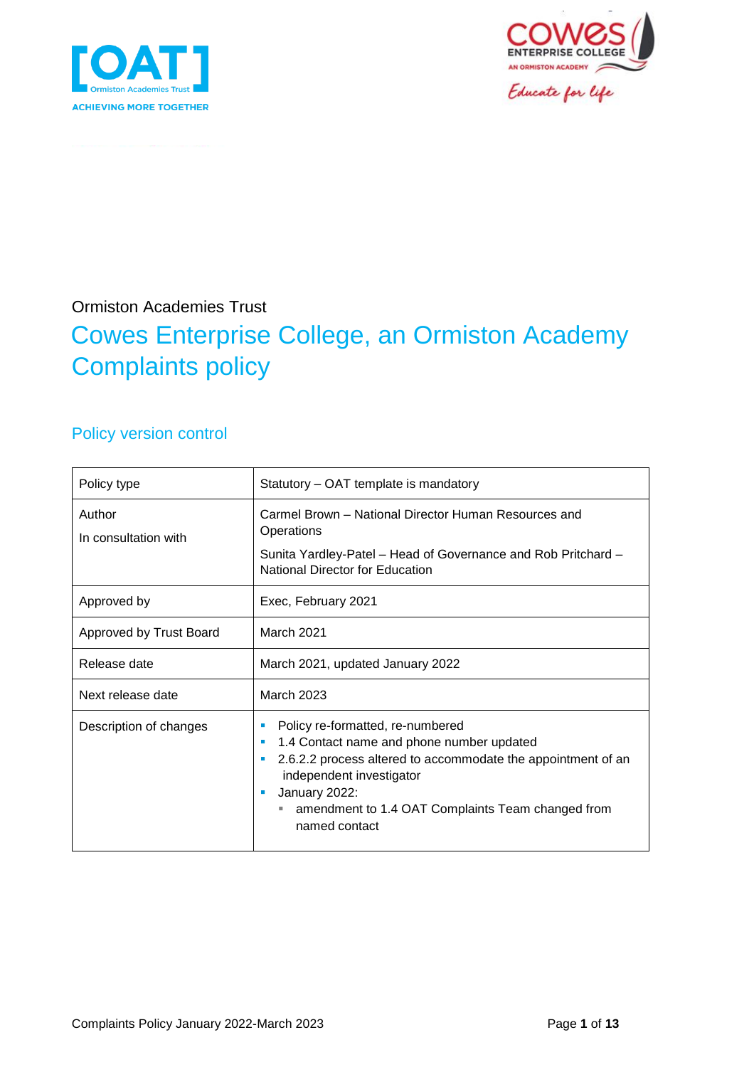Ormiston Academies Trust

# Cowes Enterprise College, an Ormiston Academy Complaints policy

## Policy version control

| Policy type | Statutory – OAT template is mandatory |
|---|---|
| Author<br>In consultation with | Carmel Brown – National Director Human Resources and Operations<br>Sunita Yardley-Patel – Head of Governance and Rob Pritchard – National Director for Education |
| Approved by | Exec, February 2021 |
| Approved by Trust Board | March 2021 |
| Release date | March 2021, updated January 2022 |
| Next release date | March 2023 |
| Description of changes | - Policy re-formatted, re-numbered<br>- 1.4 Contact name and phone number updated<br>- 2.6.2.2 process altered to accommodate the appointment of an independent investigator<br>- January 2022:<br>  - amendment to 1.4 OAT Complaints Team changed from named contact |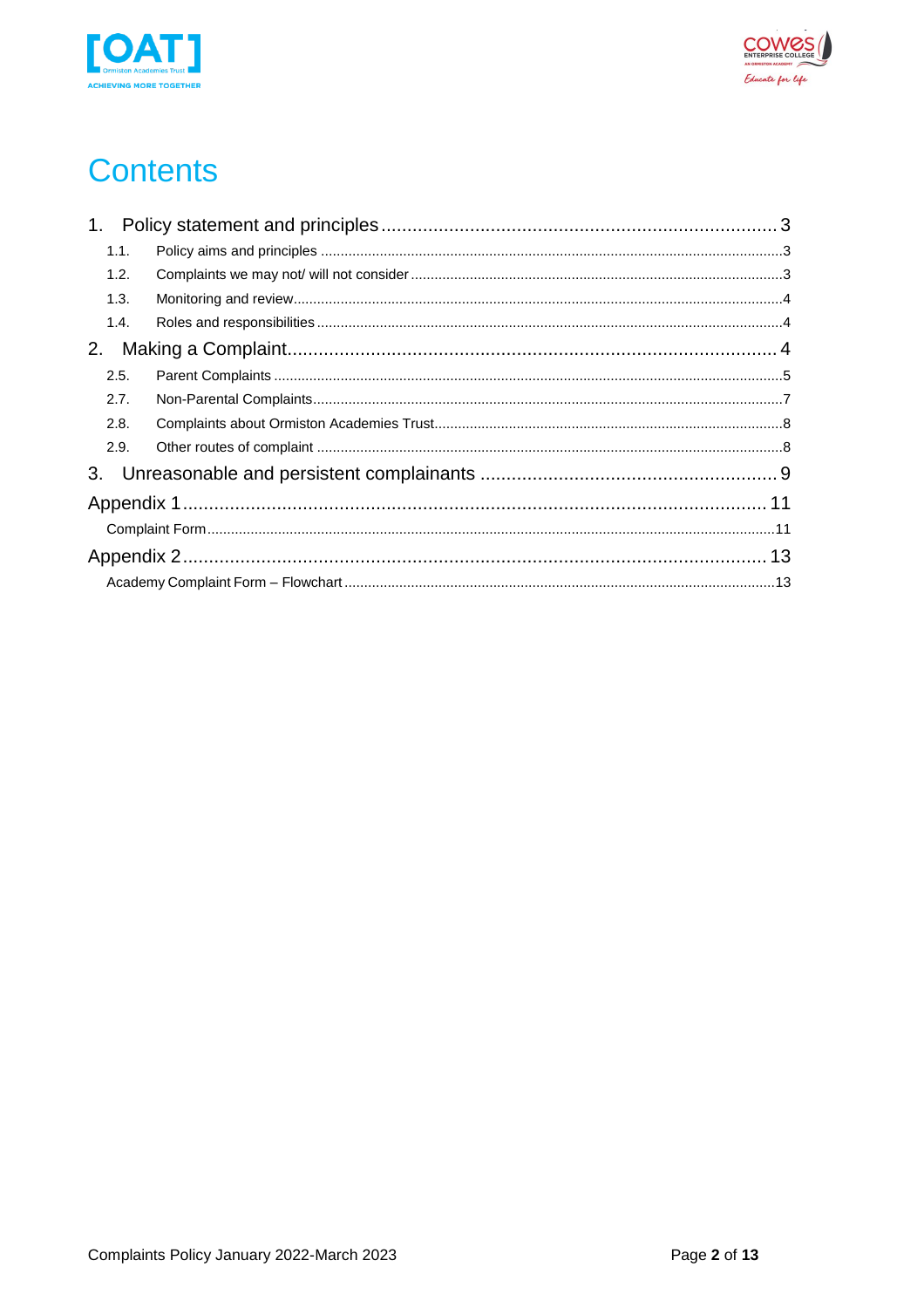# Contents

1. Policy statement and principles .... 3
   - 1.1. Policy aims and principles .... 3
   - 1.2. Complaints we may not/ will not consider .... 3
   - 1.3. Monitoring and review .... 4
   - 1.4. Roles and responsibilities .... 4
2. Making a Complaint .... 4
   - 2.5. Parent Complaints .... 5
   - 2.7. Non-Parental Complaints .... 7
   - 2.8. Complaints about Ormiston Academies Trust .... 8
   - 2.9. Other routes of complaint .... 8
3. Unreasonable and persistent complainants .... 9

Appendix 1 .... 11
- Complaint Form .... 11

Appendix 2 .... 13
- Academy Complaint Form – Flowchart .... 13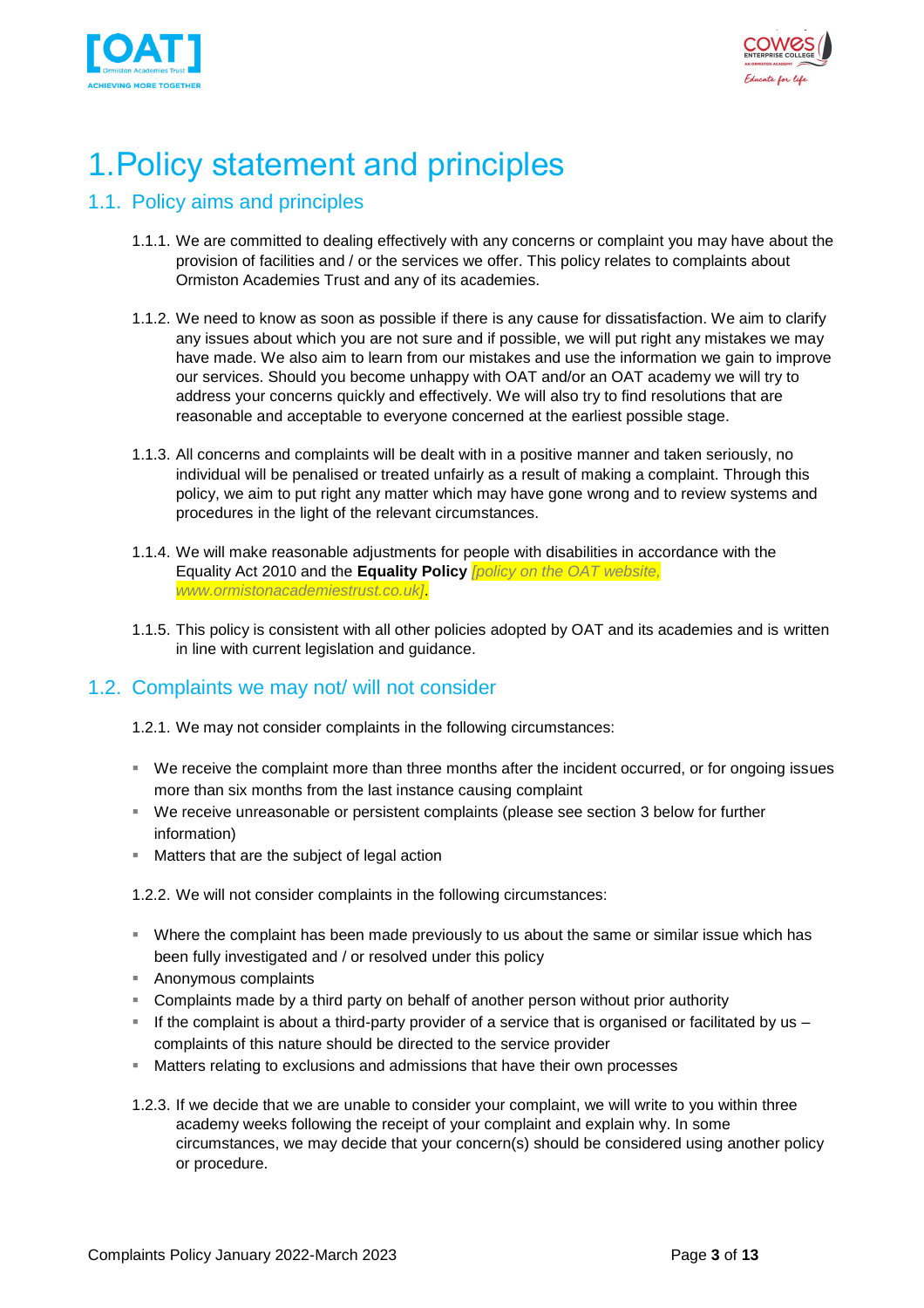# 1.Policy statement and principles

## 1.1. Policy aims and principles

1.1.1. We are committed to dealing effectively with any concerns or complaint you may have about the provision of facilities and / or the services we offer. This policy relates to complaints about Ormiston Academies Trust and any of its academies.

1.1.2. We need to know as soon as possible if there is any cause for dissatisfaction. We aim to clarify any issues about which you are not sure and if possible, we will put right any mistakes we may have made. We also aim to learn from our mistakes and use the information we gain to improve our services. Should you become unhappy with OAT and/or an OAT academy we will try to address your concerns quickly and effectively. We will also try to find resolutions that are reasonable and acceptable to everyone concerned at the earliest possible stage.

1.1.3. All concerns and complaints will be dealt with in a positive manner and taken seriously, no individual will be penalised or treated unfairly as a result of making a complaint. Through this policy, we aim to put right any matter which may have gone wrong and to review systems and procedures in the light of the relevant circumstances.

1.1.4. We will make reasonable adjustments for people with disabilities in accordance with the Equality Act 2010 and the **Equality Policy** *[policy on the OAT website, www.ormistonacademiestrust.co.uk]*.

1.1.5. This policy is consistent with all other policies adopted by OAT and its academies and is written in line with current legislation and guidance.

## 1.2. Complaints we may not/ will not consider

1.2.1. We may not consider complaints in the following circumstances:

- We receive the complaint more than three months after the incident occurred, or for ongoing issues more than six months from the last instance causing complaint
- We receive unreasonable or persistent complaints (please see section 3 below for further information)
- Matters that are the subject of legal action

1.2.2. We will not consider complaints in the following circumstances:

- Where the complaint has been made previously to us about the same or similar issue which has been fully investigated and / or resolved under this policy
- Anonymous complaints
- Complaints made by a third party on behalf of another person without prior authority
- If the complaint is about a third-party provider of a service that is organised or facilitated by us – complaints of this nature should be directed to the service provider
- Matters relating to exclusions and admissions that have their own processes

1.2.3. If we decide that we are unable to consider your complaint, we will write to you within three academy weeks following the receipt of your complaint and explain why. In some circumstances, we may decide that your concern(s) should be considered using another policy or procedure.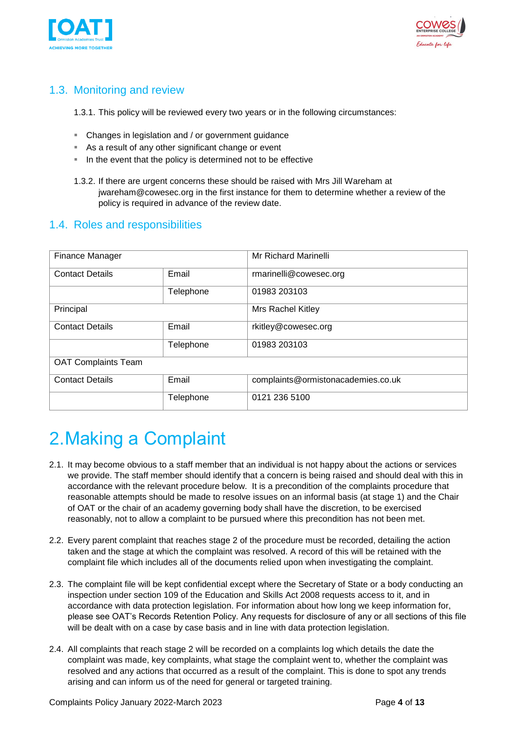## 1.3. Monitoring and review

1.3.1. This policy will be reviewed every two years or in the following circumstances:

- Changes in legislation and / or government guidance
- As a result of any other significant change or event
- In the event that the policy is determined not to be effective

1.3.2. If there are urgent concerns these should be raised with Mrs Jill Wareham at jwareham@cowesec.org in the first instance for them to determine whether a review of the policy is required in advance of the review date.

## 1.4. Roles and responsibilities

| Finance Manager | | Mr Richard Marinelli |
|---|---|---|
| Contact Details | Email | rmarinelli@cowesec.org |
| | Telephone | 01983 203103 |
| Principal | | Mrs Rachel Kitley |
| Contact Details | Email | rkitley@cowesec.org |
| | Telephone | 01983 203103 |
| OAT Complaints Team | | |
| Contact Details | Email | complaints@ormistonacademies.co.uk |
| | Telephone | 0121 236 5100 |

# 2. Making a Complaint

2.1. It may become obvious to a staff member that an individual is not happy about the actions or services we provide. The staff member should identify that a concern is being raised and should deal with this in accordance with the relevant procedure below. It is a precondition of the complaints procedure that reasonable attempts should be made to resolve issues on an informal basis (at stage 1) and the Chair of OAT or the chair of an academy governing body shall have the discretion, to be exercised reasonably, not to allow a complaint to be pursued where this precondition has not been met.

2.2. Every parent complaint that reaches stage 2 of the procedure must be recorded, detailing the action taken and the stage at which the complaint was resolved. A record of this will be retained with the complaint file which includes all of the documents relied upon when investigating the complaint.

2.3. The complaint file will be kept confidential except where the Secretary of State or a body conducting an inspection under section 109 of the Education and Skills Act 2008 requests access to it, and in accordance with data protection legislation. For information about how long we keep information for, please see OAT's Records Retention Policy. Any requests for disclosure of any or all sections of this file will be dealt with on a case by case basis and in line with data protection legislation.

2.4. All complaints that reach stage 2 will be recorded on a complaints log which details the date the complaint was made, key complaints, what stage the complaint went to, whether the complaint was resolved and any actions that occurred as a result of the complaint. This is done to spot any trends arising and can inform us of the need for general or targeted training.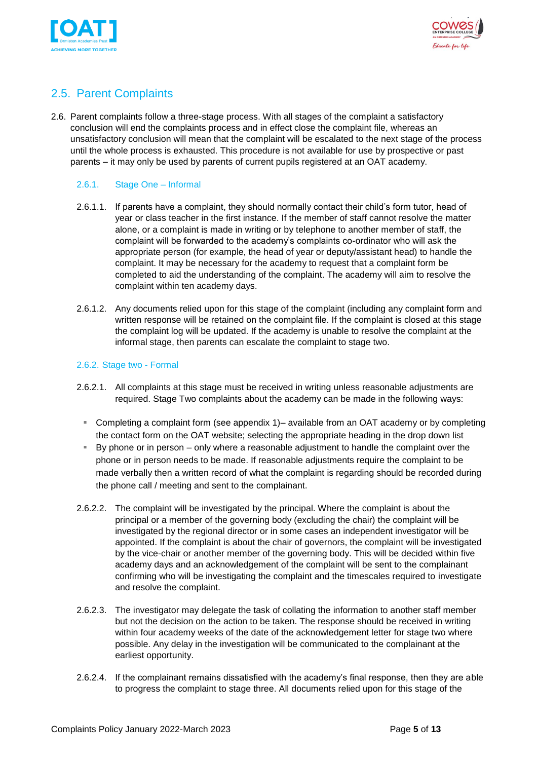## 2.5. Parent Complaints

2.6. Parent complaints follow a three-stage process. With all stages of the complaint a satisfactory conclusion will end the complaints process and in effect close the complaint file, whereas an unsatisfactory conclusion will mean that the complaint will be escalated to the next stage of the process until the whole process is exhausted. This procedure is not available for use by prospective or past parents – it may only be used by parents of current pupils registered at an OAT academy.

### 2.6.1. Stage One – Informal

2.6.1.1. If parents have a complaint, they should normally contact their child's form tutor, head of year or class teacher in the first instance. If the member of staff cannot resolve the matter alone, or a complaint is made in writing or by telephone to another member of staff, the complaint will be forwarded to the academy's complaints co-ordinator who will ask the appropriate person (for example, the head of year or deputy/assistant head) to handle the complaint. It may be necessary for the academy to request that a complaint form be completed to aid the understanding of the complaint. The academy will aim to resolve the complaint within ten academy days.

2.6.1.2. Any documents relied upon for this stage of the complaint (including any complaint form and written response will be retained on the complaint file. If the complaint is closed at this stage the complaint log will be updated. If the academy is unable to resolve the complaint at the informal stage, then parents can escalate the complaint to stage two.

### 2.6.2. Stage two - Formal

2.6.2.1. All complaints at this stage must be received in writing unless reasonable adjustments are required. Stage Two complaints about the academy can be made in the following ways:

- Completing a complaint form (see appendix 1)– available from an OAT academy or by completing the contact form on the OAT website; selecting the appropriate heading in the drop down list
- By phone or in person – only where a reasonable adjustment to handle the complaint over the phone or in person needs to be made. If reasonable adjustments require the complaint to be made verbally then a written record of what the complaint is regarding should be recorded during the phone call / meeting and sent to the complainant.

2.6.2.2. The complaint will be investigated by the principal. Where the complaint is about the principal or a member of the governing body (excluding the chair) the complaint will be investigated by the regional director or in some cases an independent investigator will be appointed. If the complaint is about the chair of governors, the complaint will be investigated by the vice-chair or another member of the governing body. This will be decided within five academy days and an acknowledgement of the complaint will be sent to the complainant confirming who will be investigating the complaint and the timescales required to investigate and resolve the complaint.

2.6.2.3. The investigator may delegate the task of collating the information to another staff member but not the decision on the action to be taken. The response should be received in writing within four academy weeks of the date of the acknowledgement letter for stage two where possible. Any delay in the investigation will be communicated to the complainant at the earliest opportunity.

2.6.2.4. If the complainant remains dissatisfied with the academy's final response, then they are able to progress the complaint to stage three. All documents relied upon for this stage of the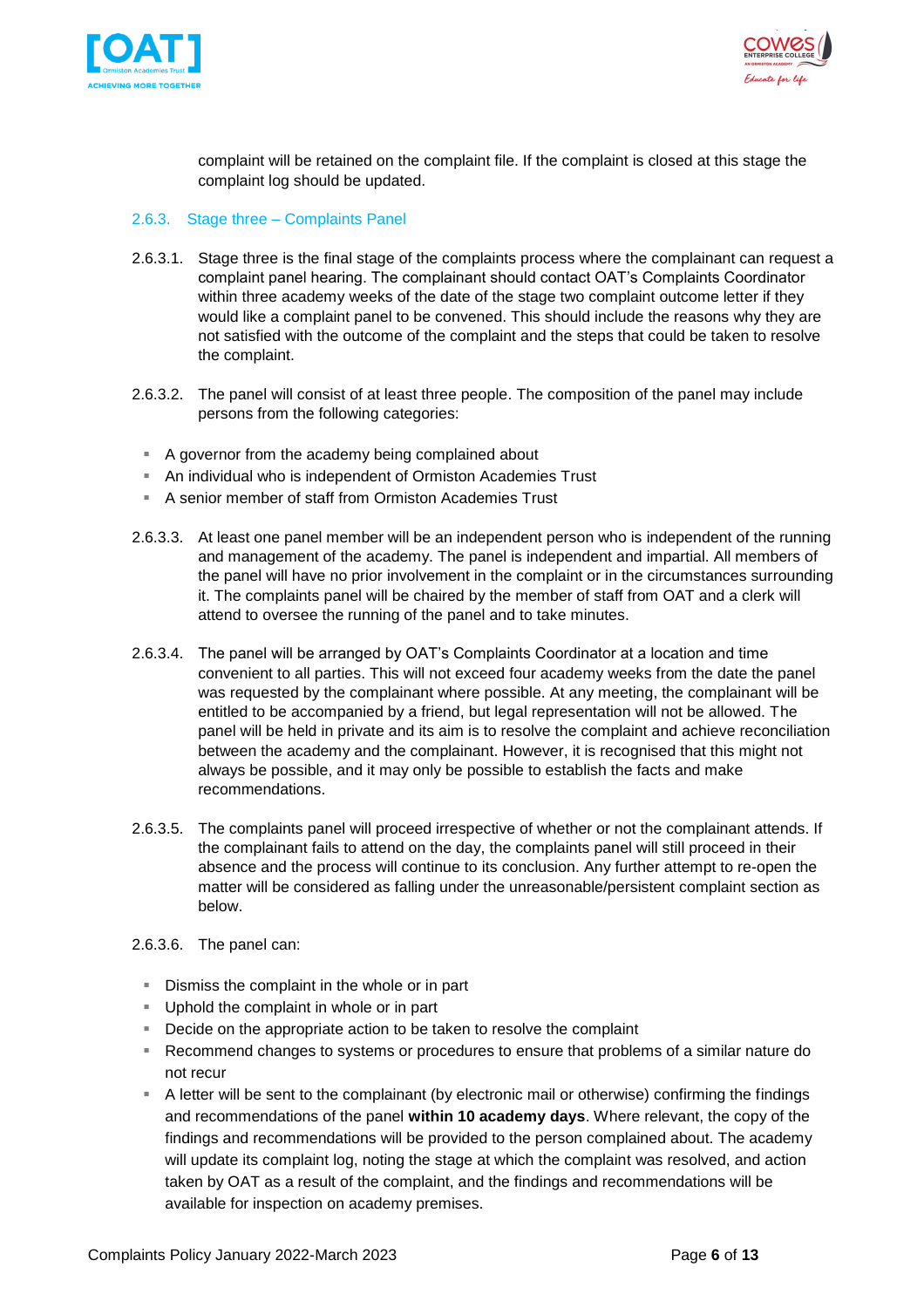complaint will be retained on the complaint file. If the complaint is closed at this stage the complaint log should be updated.

### 2.6.3. Stage three – Complaints Panel

2.6.3.1. Stage three is the final stage of the complaints process where the complainant can request a complaint panel hearing. The complainant should contact OAT's Complaints Coordinator within three academy weeks of the date of the stage two complaint outcome letter if they would like a complaint panel to be convened. This should include the reasons why they are not satisfied with the outcome of the complaint and the steps that could be taken to resolve the complaint.

2.6.3.2. The panel will consist of at least three people. The composition of the panel may include persons from the following categories:

- A governor from the academy being complained about
- An individual who is independent of Ormiston Academies Trust
- A senior member of staff from Ormiston Academies Trust

2.6.3.3. At least one panel member will be an independent person who is independent of the running and management of the academy. The panel is independent and impartial. All members of the panel will have no prior involvement in the complaint or in the circumstances surrounding it. The complaints panel will be chaired by the member of staff from OAT and a clerk will attend to oversee the running of the panel and to take minutes.

2.6.3.4. The panel will be arranged by OAT's Complaints Coordinator at a location and time convenient to all parties. This will not exceed four academy weeks from the date the panel was requested by the complainant where possible. At any meeting, the complainant will be entitled to be accompanied by a friend, but legal representation will not be allowed. The panel will be held in private and its aim is to resolve the complaint and achieve reconciliation between the academy and the complainant. However, it is recognised that this might not always be possible, and it may only be possible to establish the facts and make recommendations.

2.6.3.5. The complaints panel will proceed irrespective of whether or not the complainant attends. If the complainant fails to attend on the day, the complaints panel will still proceed in their absence and the process will continue to its conclusion. Any further attempt to re-open the matter will be considered as falling under the unreasonable/persistent complaint section as below.

2.6.3.6. The panel can:

- Dismiss the complaint in the whole or in part
- Uphold the complaint in whole or in part
- Decide on the appropriate action to be taken to resolve the complaint
- Recommend changes to systems or procedures to ensure that problems of a similar nature do not recur
- A letter will be sent to the complainant (by electronic mail or otherwise) confirming the findings and recommendations of the panel **within 10 academy days**. Where relevant, the copy of the findings and recommendations will be provided to the person complained about. The academy will update its complaint log, noting the stage at which the complaint was resolved, and action taken by OAT as a result of the complaint, and the findings and recommendations will be available for inspection on academy premises.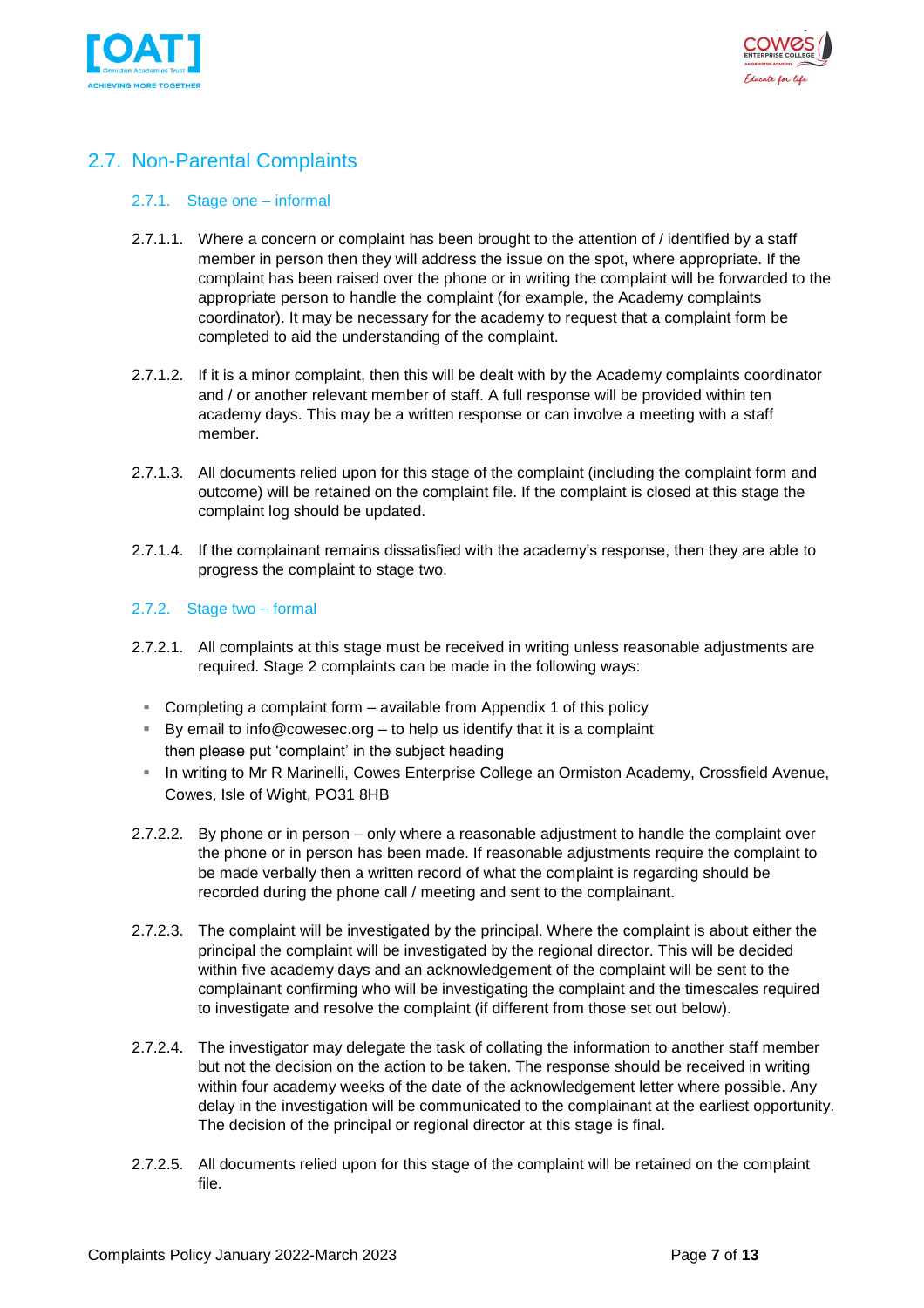## 2.7. Non-Parental Complaints

### 2.7.1. Stage one – informal

2.7.1.1. Where a concern or complaint has been brought to the attention of / identified by a staff member in person then they will address the issue on the spot, where appropriate. If the complaint has been raised over the phone or in writing the complaint will be forwarded to the appropriate person to handle the complaint (for example, the Academy complaints coordinator). It may be necessary for the academy to request that a complaint form be completed to aid the understanding of the complaint.

2.7.1.2. If it is a minor complaint, then this will be dealt with by the Academy complaints coordinator and / or another relevant member of staff. A full response will be provided within ten academy days. This may be a written response or can involve a meeting with a staff member.

2.7.1.3. All documents relied upon for this stage of the complaint (including the complaint form and outcome) will be retained on the complaint file. If the complaint is closed at this stage the complaint log should be updated.

2.7.1.4. If the complainant remains dissatisfied with the academy's response, then they are able to progress the complaint to stage two.

### 2.7.2. Stage two – formal

2.7.2.1. All complaints at this stage must be received in writing unless reasonable adjustments are required. Stage 2 complaints can be made in the following ways:

- Completing a complaint form – available from Appendix 1 of this policy
- By email to info@cowesec.org – to help us identify that it is a complaint then please put 'complaint' in the subject heading
- In writing to Mr R Marinelli, Cowes Enterprise College an Ormiston Academy, Crossfield Avenue, Cowes, Isle of Wight, PO31 8HB

2.7.2.2. By phone or in person – only where a reasonable adjustment to handle the complaint over the phone or in person has been made. If reasonable adjustments require the complaint to be made verbally then a written record of what the complaint is regarding should be recorded during the phone call / meeting and sent to the complainant.

2.7.2.3. The complaint will be investigated by the principal. Where the complaint is about either the principal the complaint will be investigated by the regional director. This will be decided within five academy days and an acknowledgement of the complaint will be sent to the complainant confirming who will be investigating the complaint and the timescales required to investigate and resolve the complaint (if different from those set out below).

2.7.2.4. The investigator may delegate the task of collating the information to another staff member but not the decision on the action to be taken. The response should be received in writing within four academy weeks of the date of the acknowledgement letter where possible. Any delay in the investigation will be communicated to the complainant at the earliest opportunity. The decision of the principal or regional director at this stage is final.

2.7.2.5. All documents relied upon for this stage of the complaint will be retained on the complaint file.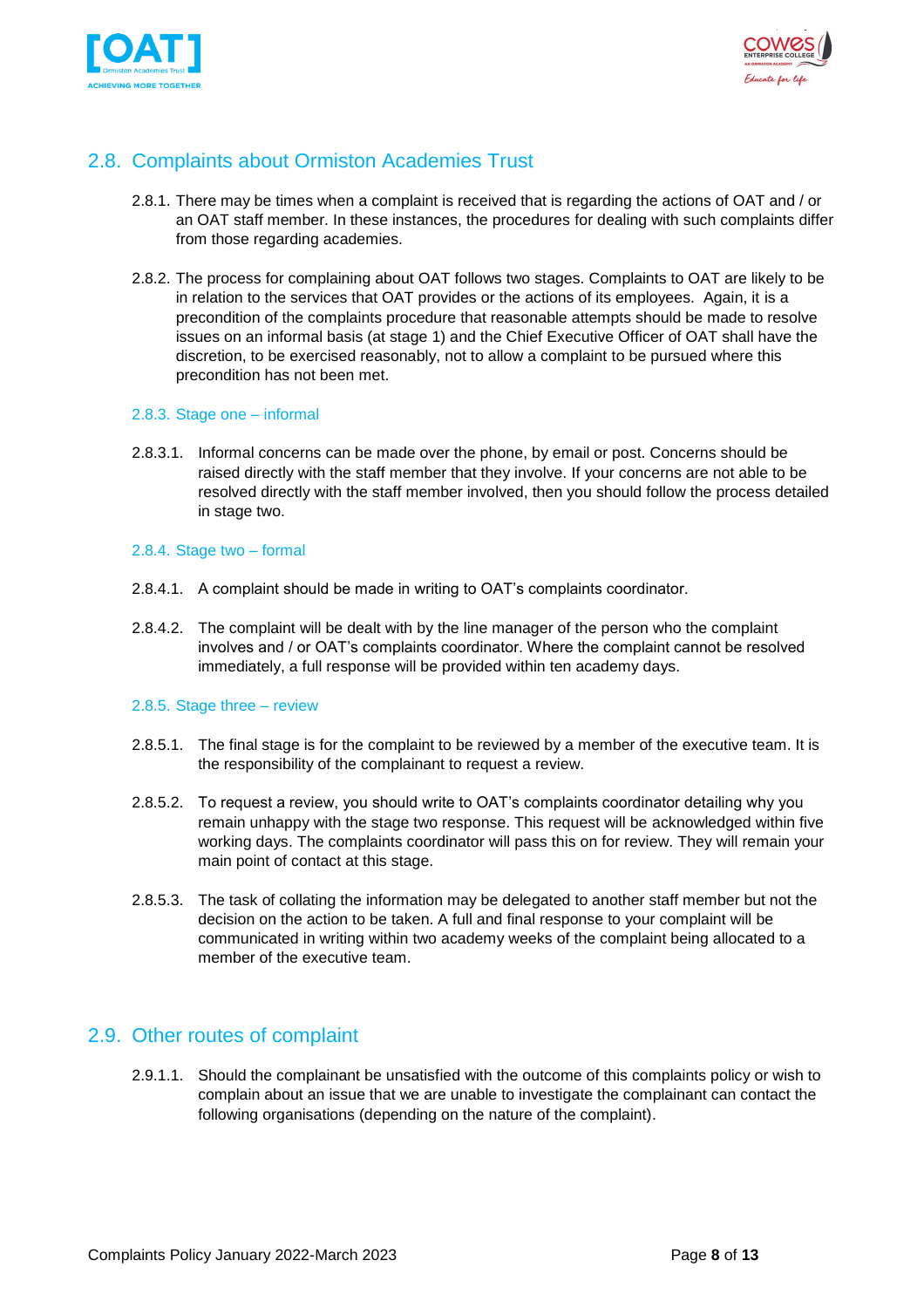## 2.8. Complaints about Ormiston Academies Trust

2.8.1. There may be times when a complaint is received that is regarding the actions of OAT and / or an OAT staff member. In these instances, the procedures for dealing with such complaints differ from those regarding academies.

2.8.2. The process for complaining about OAT follows two stages. Complaints to OAT are likely to be in relation to the services that OAT provides or the actions of its employees. Again, it is a precondition of the complaints procedure that reasonable attempts should be made to resolve issues on an informal basis (at stage 1) and the Chief Executive Officer of OAT shall have the discretion, to be exercised reasonably, not to allow a complaint to be pursued where this precondition has not been met.

### 2.8.3. Stage one – informal

2.8.3.1. Informal concerns can be made over the phone, by email or post. Concerns should be raised directly with the staff member that they involve. If your concerns are not able to be resolved directly with the staff member involved, then you should follow the process detailed in stage two.

### 2.8.4. Stage two – formal

2.8.4.1. A complaint should be made in writing to OAT's complaints coordinator.

2.8.4.2. The complaint will be dealt with by the line manager of the person who the complaint involves and / or OAT's complaints coordinator. Where the complaint cannot be resolved immediately, a full response will be provided within ten academy days.

### 2.8.5. Stage three – review

2.8.5.1. The final stage is for the complaint to be reviewed by a member of the executive team. It is the responsibility of the complainant to request a review.

2.8.5.2. To request a review, you should write to OAT's complaints coordinator detailing why you remain unhappy with the stage two response. This request will be acknowledged within five working days. The complaints coordinator will pass this on for review. They will remain your main point of contact at this stage.

2.8.5.3. The task of collating the information may be delegated to another staff member but not the decision on the action to be taken. A full and final response to your complaint will be communicated in writing within two academy weeks of the complaint being allocated to a member of the executive team.

## 2.9. Other routes of complaint

2.9.1.1. Should the complainant be unsatisfied with the outcome of this complaints policy or wish to complain about an issue that we are unable to investigate the complainant can contact the following organisations (depending on the nature of the complaint).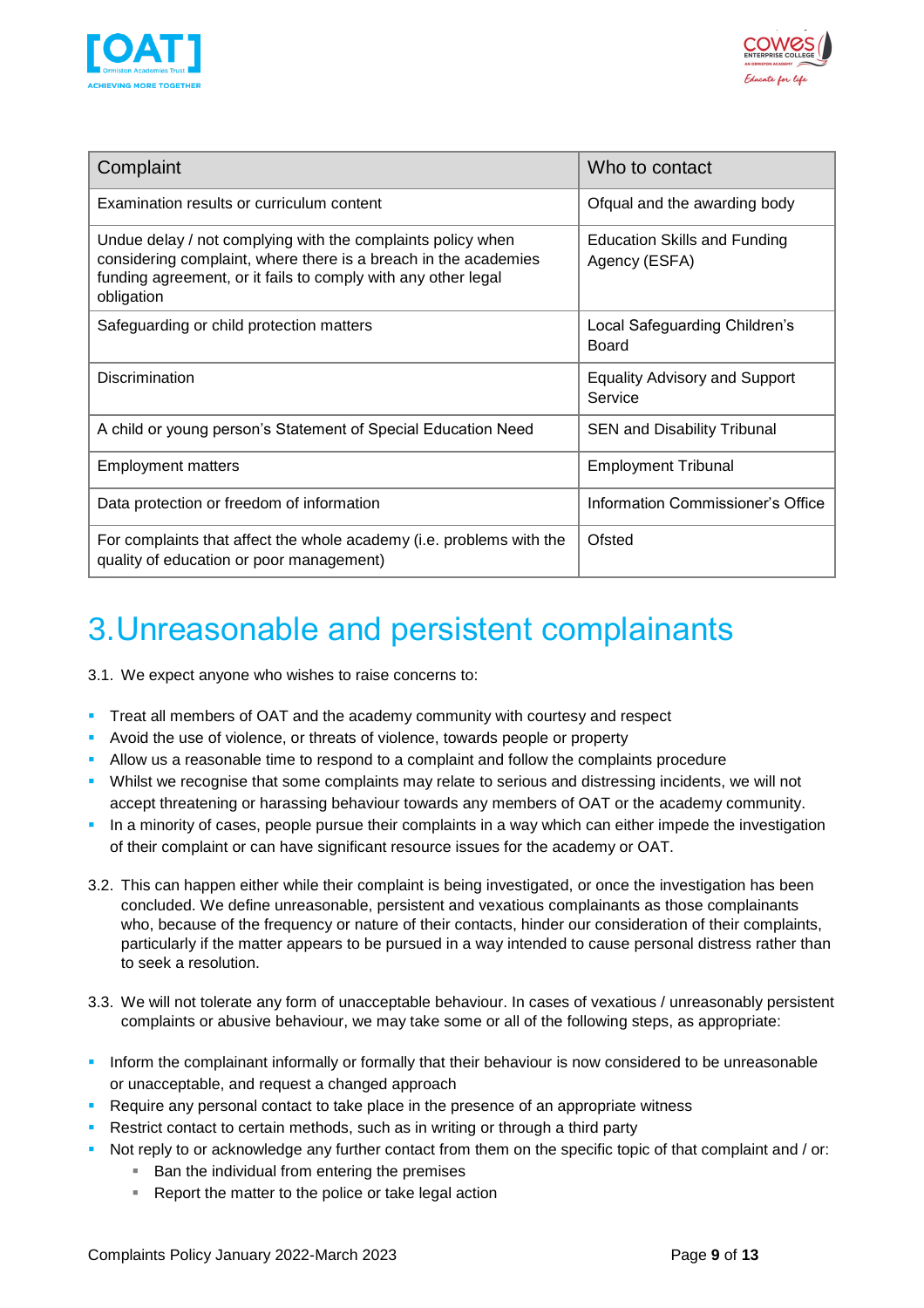| Complaint | Who to contact |
| --- | --- |
| Examination results or curriculum content | Ofqual and the awarding body |
| Undue delay / not complying with the complaints policy when considering complaint, where there is a breach in the academies funding agreement, or it fails to comply with any other legal obligation | Education Skills and Funding Agency (ESFA) |
| Safeguarding or child protection matters | Local Safeguarding Children's Board |
| Discrimination | Equality Advisory and Support Service |
| A child or young person's Statement of Special Education Need | SEN and Disability Tribunal |
| Employment matters | Employment Tribunal |
| Data protection or freedom of information | Information Commissioner's Office |
| For complaints that affect the whole academy (i.e. problems with the quality of education or poor management) | Ofsted |

# 3. Unreasonable and persistent complainants

3.1. We expect anyone who wishes to raise concerns to:

- Treat all members of OAT and the academy community with courtesy and respect
- Avoid the use of violence, or threats of violence, towards people or property
- Allow us a reasonable time to respond to a complaint and follow the complaints procedure
- Whilst we recognise that some complaints may relate to serious and distressing incidents, we will not accept threatening or harassing behaviour towards any members of OAT or the academy community.
- In a minority of cases, people pursue their complaints in a way which can either impede the investigation of their complaint or can have significant resource issues for the academy or OAT.

3.2. This can happen either while their complaint is being investigated, or once the investigation has been concluded. We define unreasonable, persistent and vexatious complainants as those complainants who, because of the frequency or nature of their contacts, hinder our consideration of their complaints, particularly if the matter appears to be pursued in a way intended to cause personal distress rather than to seek a resolution.

3.3. We will not tolerate any form of unacceptable behaviour. In cases of vexatious / unreasonably persistent complaints or abusive behaviour, we may take some or all of the following steps, as appropriate:

- Inform the complainant informally or formally that their behaviour is now considered to be unreasonable or unacceptable, and request a changed approach
- Require any personal contact to take place in the presence of an appropriate witness
- Restrict contact to certain methods, such as in writing or through a third party
- Not reply to or acknowledge any further contact from them on the specific topic of that complaint and / or:
  - Ban the individual from entering the premises
  - Report the matter to the police or take legal action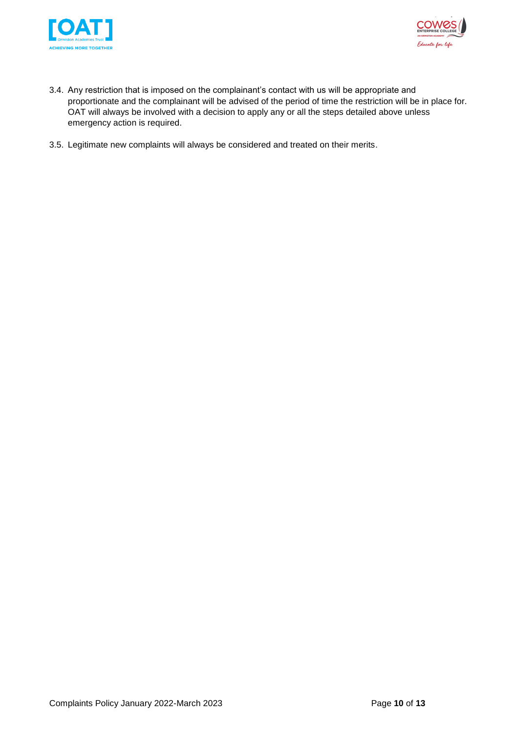3.4. Any restriction that is imposed on the complainant's contact with us will be appropriate and proportionate and the complainant will be advised of the period of time the restriction will be in place for. OAT will always be involved with a decision to apply any or all the steps detailed above unless emergency action is required.

3.5. Legitimate new complaints will always be considered and treated on their merits.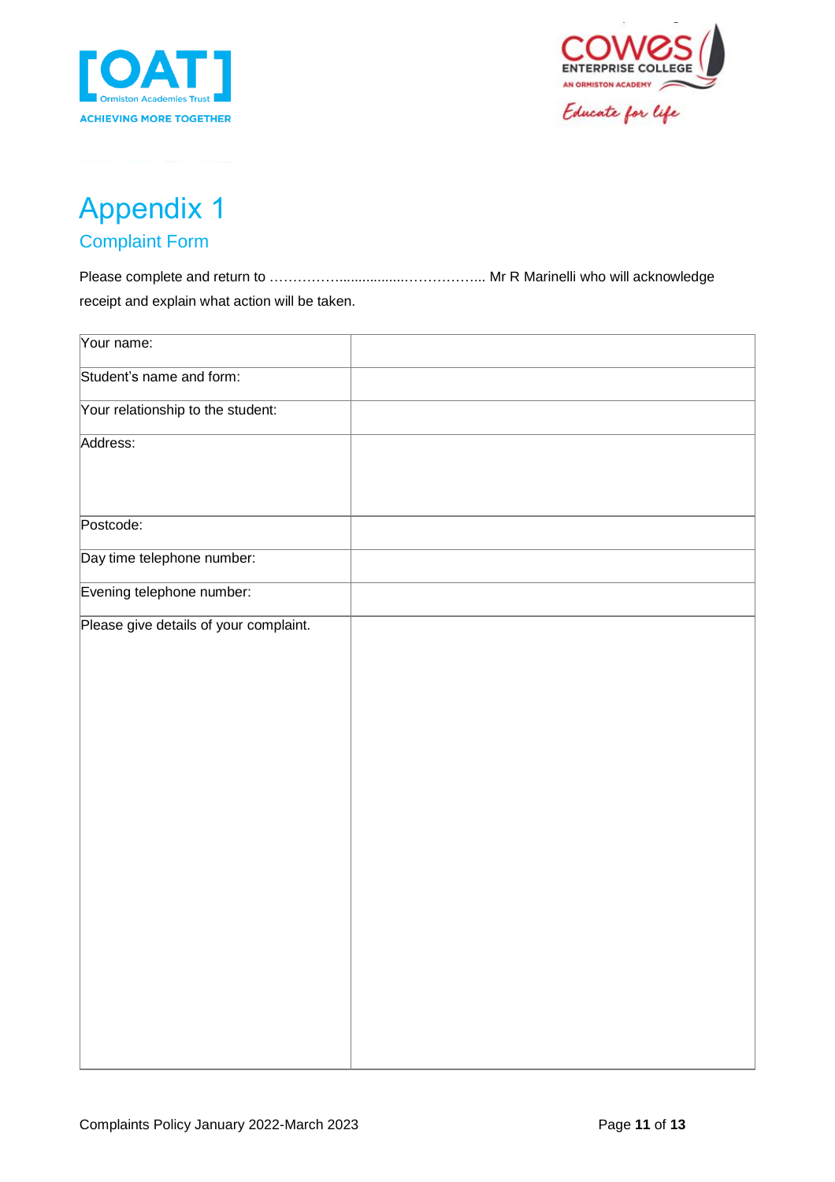# Appendix 1

## Complaint Form

Please complete and return to ……………...................……………... Mr R Marinelli who will acknowledge receipt and explain what action will be taken.

| Your name: | |
|---|---|
| Student's name and form: | |
| Your relationship to the student: | |
| Address: | |
| Postcode: | |
| Day time telephone number: | |
| Evening telephone number: | |
| Please give details of your complaint. | |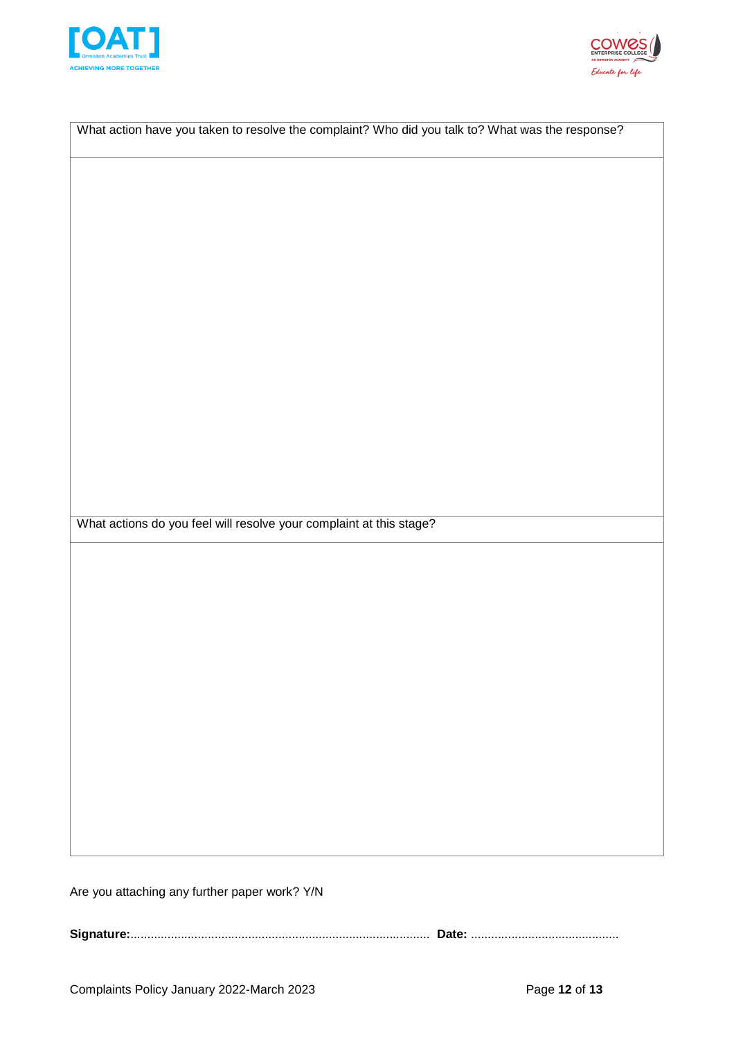| What action have you taken to resolve the complaint? Who did you talk to? What was the response? |
| --- |
| |
| What actions do you feel will resolve your complaint at this stage? |
| |

Are you attaching any further paper work? Y/N

**Signature:**........................................................................................ **Date:** ............................................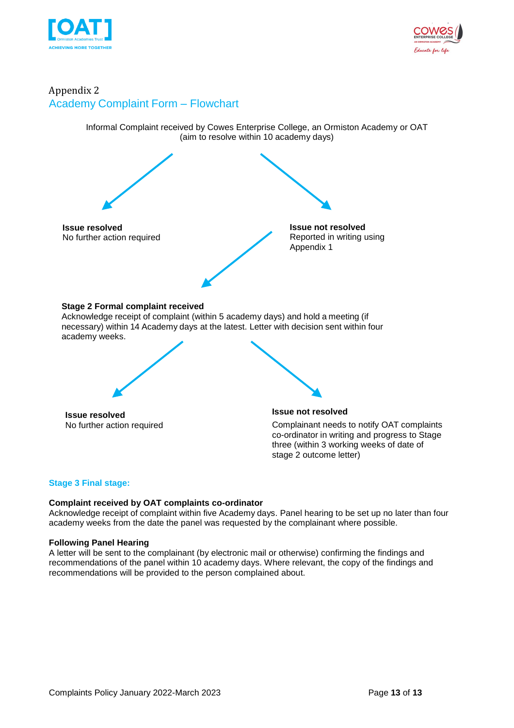Appendix 2

## Academy Complaint Form – Flowchart

Informal Complaint received by Cowes Enterprise College, an Ormiston Academy or OAT (aim to resolve within 10 academy days)

**Issue resolved**
No further action required

**Issue not resolved**
Reported in writing using Appendix 1

**Stage 2 Formal complaint received**
Acknowledge receipt of complaint (within 5 academy days) and hold a meeting (if necessary) within 14 Academy days at the latest. Letter with decision sent within four academy weeks.

**Issue resolved**
No further action required

**Issue not resolved**
Complainant needs to notify OAT complaints co-ordinator in writing and progress to Stage three (within 3 working weeks of date of stage 2 outcome letter)

### Stage 3 Final stage:

**Complaint received by OAT complaints co-ordinator**
Acknowledge receipt of complaint within five Academy days. Panel hearing to be set up no later than four academy weeks from the date the panel was requested by the complainant where possible.

**Following Panel Hearing**
A letter will be sent to the complainant (by electronic mail or otherwise) confirming the findings and recommendations of the panel within 10 academy days. Where relevant, the copy of the findings and recommendations will be provided to the person complained about.